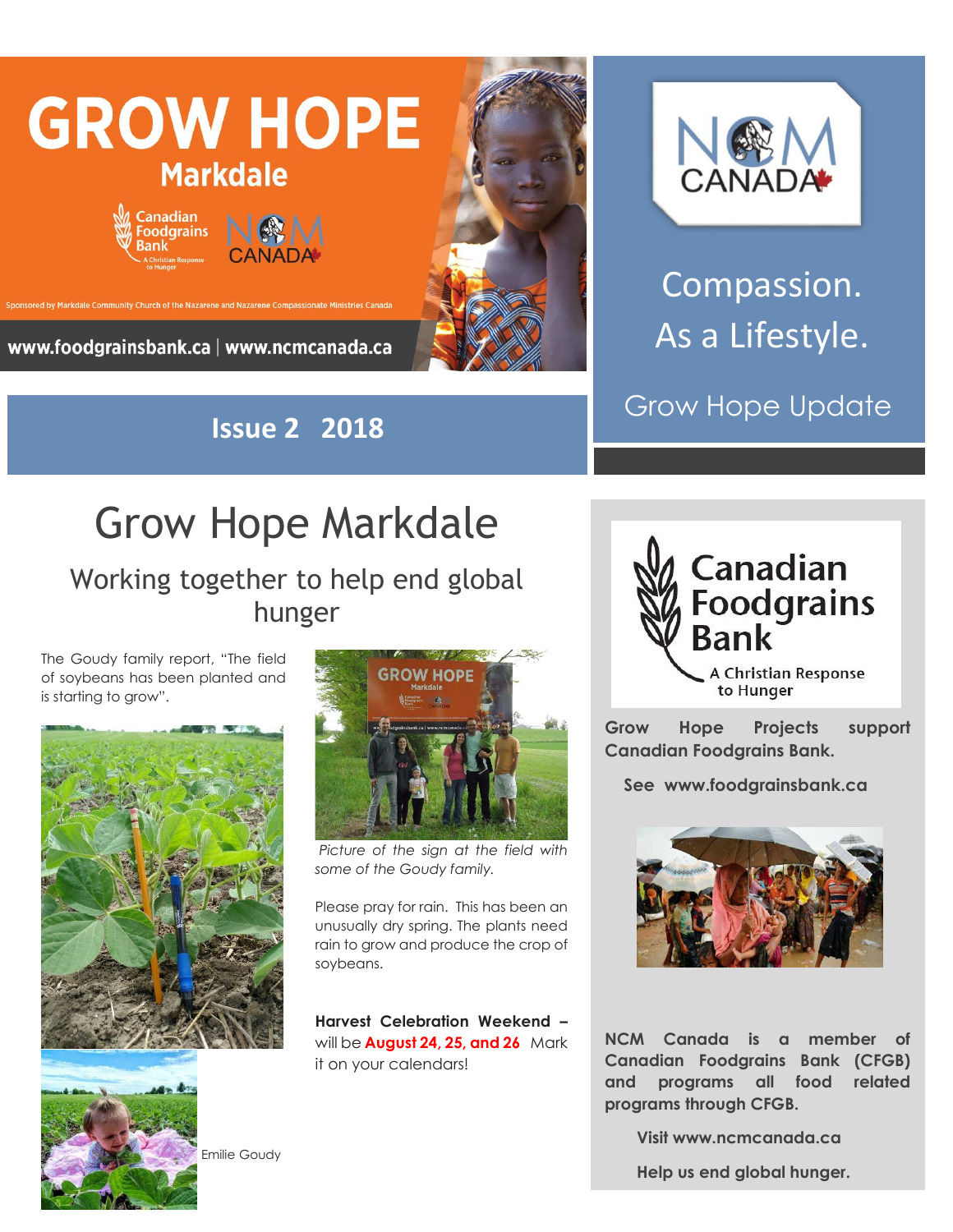# GROW HOPE

**Markdale**

Canadian Foodgrains Bank — A Christian Response to Hunger

NCM CANADA

Sponsored by Markdale Community Church of the Nazarene and Nazarene Compassionate Ministries Canada

**www.foodgrainsbank.ca | www.ncmcanada.ca**

NCM CANADA

Compassion. As a Lifestyle.

Grow Hope Update

**Issue 2 2018**

# Grow Hope Markdale

## Working together to help end global hunger

The Goudy family report, "The field of soybeans has been planted and is starting to grow".

Emilie Goudy

*Picture of the sign at the field with some of the Goudy family.*

Please pray for rain. This has been an unusually dry spring. The plants need rain to grow and produce the crop of soybeans.

**Harvest Celebration Weekend** – will be **August 24, 25, and 26** Mark it on your calendars!

Canadian Foodgrains Bank — A Christian Response to Hunger

**Grow Hope Projects support Canadian Foodgrains Bank.**

**See www.foodgrainsbank.ca**

**NCM Canada is a member of Canadian Foodgrains Bank (CFGB) and programs all food related programs through CFGB.**

**Visit www.ncmcanada.ca**

**Help us end global hunger.**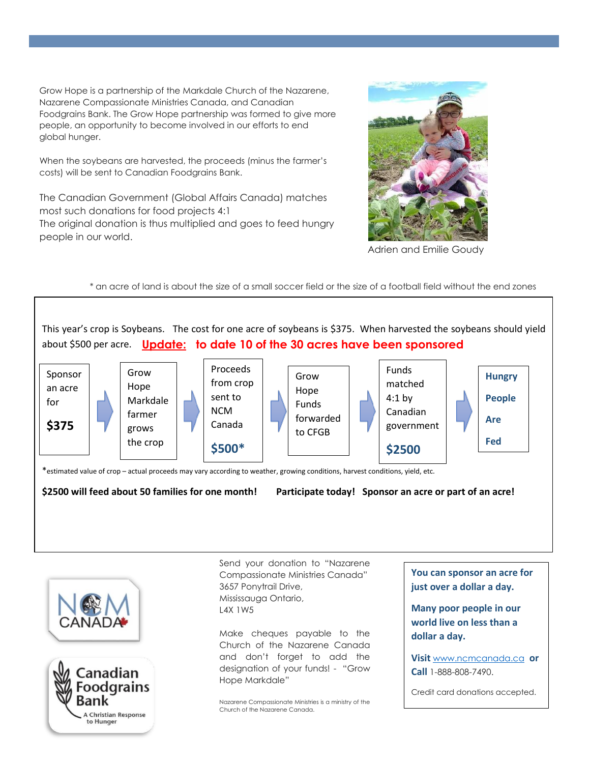Grow Hope is a partnership of the Markdale Church of the Nazarene, Nazarene Compassionate Ministries Canada, and Canadian Foodgrains Bank. The Grow Hope partnership was formed to give more people, an opportunity to become involved in our efforts to end global hunger.

When the soybeans are harvested, the proceeds (minus the farmer's costs) will be sent to Canadian Foodgrains Bank.

The Canadian Government (Global Affairs Canada) matches most such donations for food projects 4:1
The original donation is thus multiplied and goes to feed hungry people in our world.

Adrien and Emilie Goudy

* an acre of land is about the size of a small soccer field or the size of a football field without the end zones

This year's crop is Soybeans. The cost for one acre of soybeans is $375. When harvested the soybeans should yield about $500 per acre. **Update: to date 10 of the 30 acres have been sponsored**

Sponsor an acre for **$375** → Grow Hope Markdale farmer grows the crop → Proceeds from crop sent to NCM Canada **$500*** → Grow Hope Funds forwarded to CFGB → Funds matched 4:1 by Canadian government **$2500** → **Hungry People Are Fed**

*estimated value of crop – actual proceeds may vary according to weather, growing conditions, harvest conditions, yield, etc.

**$2500 will feed about 50 families for one month!** **Participate today! Sponsor an acre or part of an acre!**

NCM CANADA

Canadian Foodgrains Bank
A Christian Response to Hunger

Send your donation to "Nazarene Compassionate Ministries Canada"
3657 Ponytrail Drive,
Mississauga Ontario,
L4X 1W5

Make cheques payable to the Church of the Nazarene Canada and don't forget to add the designation of your funds! - "Grow Hope Markdale"

Nazarene Compassionate Ministries is a ministry of the Church of the Nazarene Canada.

**You can sponsor an acre for just over a dollar a day.**

**Many poor people in our world live on less than a dollar a day.**

**Visit** www.ncmcanada.ca **or Call** 1-888-808-7490.

Credit card donations accepted.